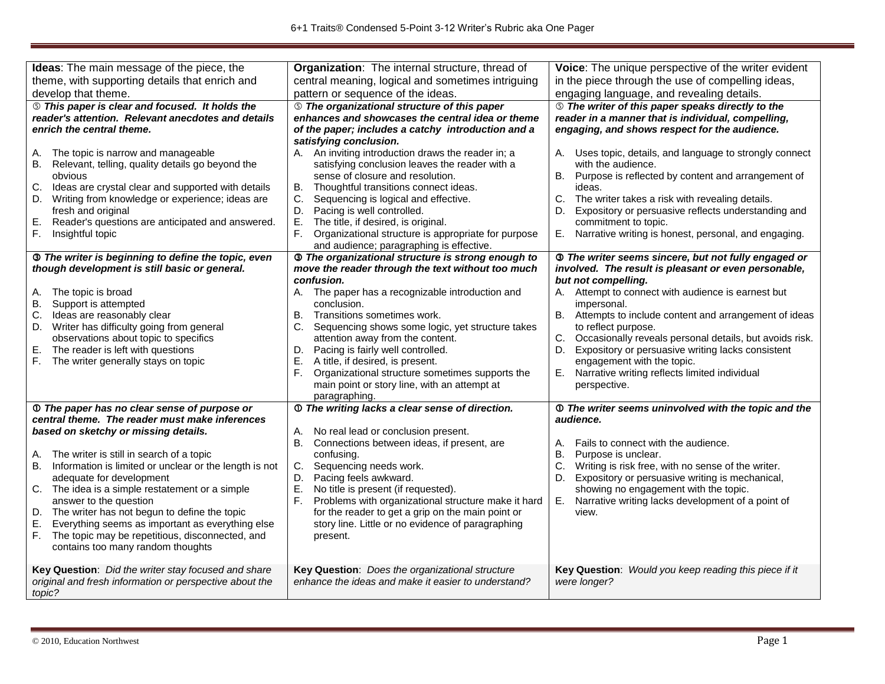# 6+1 Traits® Condensed 5-Point 3-12 Writer's Rubric aka One Pager

| **Ideas**: The main message of the piece, the theme, with supporting details that enrich and develop that theme. | **Organization**: The internal structure, thread of central meaning, logical and sometimes intriguing pattern or sequence of the ideas. | **Voice**: The unique perspective of the writer evident in the piece through the use of compelling ideas, engaging language, and revealing details. |
|---|---|---|
| ⑤ ***This paper is clear and focused. It holds the reader's attention. Relevant anecdotes and details enrich the central theme.***<br><br>A. The topic is narrow and manageable<br>B. Relevant, telling, quality details go beyond the obvious<br>C. Ideas are crystal clear and supported with details<br>D. Writing from knowledge or experience; ideas are fresh and original<br>E. Reader's questions are anticipated and answered.<br>F. Insightful topic | ⑤ ***The organizational structure of this paper enhances and showcases the central idea or theme of the paper; includes a catchy introduction and a satisfying conclusion.***<br>A. An inviting introduction draws the reader in; a satisfying conclusion leaves the reader with a sense of closure and resolution.<br>B. Thoughtful transitions connect ideas.<br>C. Sequencing is logical and effective.<br>D. Pacing is well controlled.<br>E. The title, if desired, is original.<br>F. Organizational structure is appropriate for purpose and audience; paragraphing is effective. | ⑤ ***The writer of this paper speaks directly to the reader in a manner that is individual, compelling, engaging, and shows respect for the audience.***<br><br>A. Uses topic, details, and language to strongly connect with the audience.<br>B. Purpose is reflected by content and arrangement of ideas.<br>C. The writer takes a risk with revealing details.<br>D. Expository or persuasive reflects understanding and commitment to topic.<br>E. Narrative writing is honest, personal, and engaging. |
| ③ ***The writer is beginning to define the topic, even though development is still basic or general.***<br><br>A. The topic is broad<br>B. Support is attempted<br>C. Ideas are reasonably clear<br>D. Writer has difficulty going from general observations about topic to specifics<br>E. The reader is left with questions<br>F. The writer generally stays on topic | ③ ***The organizational structure is strong enough to move the reader through the text without too much confusion.***<br>A. The paper has a recognizable introduction and conclusion.<br>B. Transitions sometimes work.<br>C. Sequencing shows some logic, yet structure takes attention away from the content.<br>D. Pacing is fairly well controlled.<br>E. A title, if desired, is present.<br>F. Organizational structure sometimes supports the main point or story line, with an attempt at paragraphing. | ③ ***The writer seems sincere, but not fully engaged or involved. The result is pleasant or even personable, but not compelling.***<br>A. Attempt to connect with audience is earnest but impersonal.<br>B. Attempts to include content and arrangement of ideas to reflect purpose.<br>C. Occasionally reveals personal details, but avoids risk.<br>D. Expository or persuasive writing lacks consistent engagement with the topic.<br>E. Narrative writing reflects limited individual perspective. |
| ① ***The paper has no clear sense of purpose or central theme. The reader must make inferences based on sketchy or missing details.***<br><br>A. The writer is still in search of a topic<br>B. Information is limited or unclear or the length is not adequate for development<br>C. The idea is a simple restatement or a simple answer to the question<br>D. The writer has not begun to define the topic<br>E. Everything seems as important as everything else<br>F. The topic may be repetitious, disconnected, and contains too many random thoughts | ① ***The writing lacks a clear sense of direction.***<br><br>A. No real lead or conclusion present.<br>B. Connections between ideas, if present, are confusing.<br>C. Sequencing needs work.<br>D. Pacing feels awkward.<br>E. No title is present (if requested).<br>F. Problems with organizational structure make it hard for the reader to get a grip on the main point or story line. Little or no evidence of paragraphing present. | ① ***The writer seems uninvolved with the topic and the audience.***<br><br>A. Fails to connect with the audience.<br>B. Purpose is unclear.<br>C. Writing is risk free, with no sense of the writer.<br>D. Expository or persuasive writing is mechanical, showing no engagement with the topic.<br>E. Narrative writing lacks development of a point of view. |
| **Key Question**: *Did the writer stay focused and share original and fresh information or perspective about the topic?* | **Key Question**: *Does the organizational structure enhance the ideas and make it easier to understand?* | **Key Question**: *Would you keep reading this piece if it were longer?* |

© 2010, Education Northwest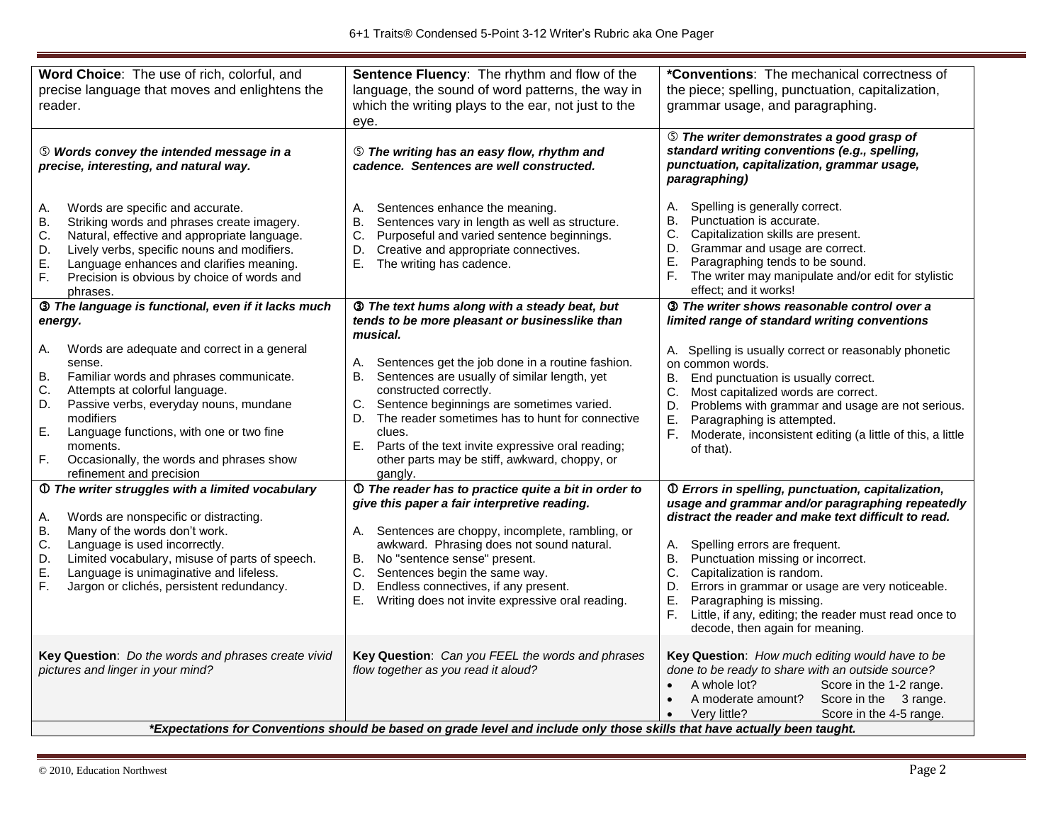| **Word Choice**: The use of rich, colorful, and precise language that moves and enlightens the reader. | **Sentence Fluency**: The rhythm and flow of the language, the sound of word patterns, the way in which the writing plays to the ear, not just to the eye. | ***Conventions**: The mechanical correctness of the piece; spelling, punctuation, capitalization, grammar usage, and paragraphing. |
|---|---|---|
| ⑤ ***Words convey the intended message in a precise, interesting, and natural way.***<br><br>A. Words are specific and accurate.<br>B. Striking words and phrases create imagery.<br>C. Natural, effective and appropriate language.<br>D. Lively verbs, specific nouns and modifiers.<br>E. Language enhances and clarifies meaning.<br>F. Precision is obvious by choice of words and phrases. | ⑤ ***The writing has an easy flow, rhythm and cadence. Sentences are well constructed.***<br><br>A. Sentences enhance the meaning.<br>B. Sentences vary in length as well as structure.<br>C. Purposeful and varied sentence beginnings.<br>D. Creative and appropriate connectives.<br>E. The writing has cadence. | ⑤ ***The writer demonstrates a good grasp of standard writing conventions (e.g., spelling, punctuation, capitalization, grammar usage, paragraphing)***<br><br>A. Spelling is generally correct.<br>B. Punctuation is accurate.<br>C. Capitalization skills are present.<br>D. Grammar and usage are correct.<br>E. Paragraphing tends to be sound.<br>F. The writer may manipulate and/or edit for stylistic effect; and it works! |
| ③ ***The language is functional, even if it lacks much energy.***<br><br>A. Words are adequate and correct in a general sense.<br>B. Familiar words and phrases communicate.<br>C. Attempts at colorful language.<br>D. Passive verbs, everyday nouns, mundane modifiers<br>E. Language functions, with one or two fine moments.<br>F. Occasionally, the words and phrases show refinement and precision | ③ ***The text hums along with a steady beat, but tends to be more pleasant or businesslike than musical.***<br><br>A. Sentences get the job done in a routine fashion.<br>B. Sentences are usually of similar length, yet constructed correctly.<br>C. Sentence beginnings are sometimes varied.<br>D. The reader sometimes has to hunt for connective clues.<br>E. Parts of the text invite expressive oral reading; other parts may be stiff, awkward, choppy, or gangly. | ③ ***The writer shows reasonable control over a limited range of standard writing conventions***<br><br>A. Spelling is usually correct or reasonably phonetic on common words.<br>B. End punctuation is usually correct.<br>C. Most capitalized words are correct.<br>D. Problems with grammar and usage are not serious.<br>E. Paragraphing is attempted.<br>F. Moderate, inconsistent editing (a little of this, a little of that). |
| ① ***The writer struggles with a limited vocabulary***<br><br>A. Words are nonspecific or distracting.<br>B. Many of the words don't work.<br>C. Language is used incorrectly.<br>D. Limited vocabulary, misuse of parts of speech.<br>E. Language is unimaginative and lifeless.<br>F. Jargon or clichés, persistent redundancy. | ① ***The reader has to practice quite a bit in order to give this paper a fair interpretive reading.***<br><br>A. Sentences are choppy, incomplete, rambling, or awkward. Phrasing does not sound natural.<br>B. No "sentence sense" present.<br>C. Sentences begin the same way.<br>D. Endless connectives, if any present.<br>E. Writing does not invite expressive oral reading. | ① ***Errors in spelling, punctuation, capitalization, usage and grammar and/or paragraphing repeatedly distract the reader and make text difficult to read.***<br><br>A. Spelling errors are frequent.<br>B. Punctuation missing or incorrect.<br>C. Capitalization is random.<br>D. Errors in grammar or usage are very noticeable.<br>E. Paragraphing is missing.<br>F. Little, if any, editing; the reader must read once to decode, then again for meaning. |
| **Key Question**: *Do the words and phrases create vivid pictures and linger in your mind?* | **Key Question**: *Can you FEEL the words and phrases flow together as you read it aloud?* | **Key Question**: *How much editing would have to be done to be ready to share with an outside source?*<br>• A whole lot? Score in the 1-2 range.<br>• A moderate amount? Score in the 3 range.<br>• Very little? Score in the 4-5 range. |

***Expectations for Conventions should be based on grade level and include only those skills that have actually been taught.***

© 2010, Education Northwest